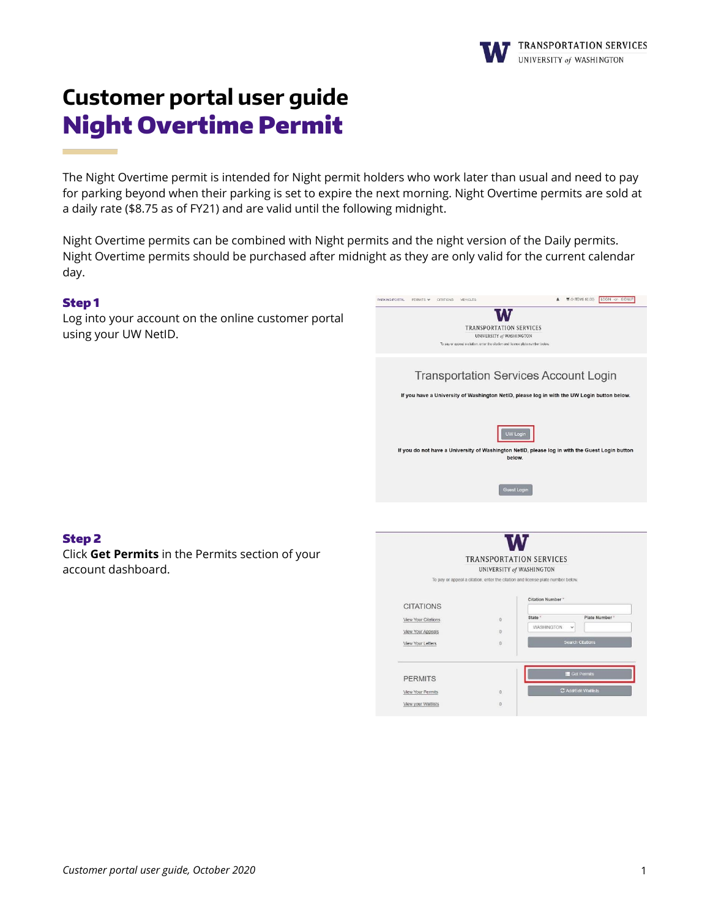# Customer portal user guide
# Night Overtime Permit

The Night Overtime permit is intended for Night permit holders who work later than usual and need to pay for parking beyond when their parking is set to expire the next morning. Night Overtime permits are sold at a daily rate ($8.75 as of FY21) and are valid until the following midnight.

Night Overtime permits can be combined with Night permits and the night version of the Daily permits. Night Overtime permits should be purchased after midnight as they are only valid for the current calendar day.

### Step 1

Log into your account on the online customer portal using your UW NetID.

### Step 2

Click **Get Permits** in the Permits section of your account dashboard.

*Customer portal user guide, October 2020*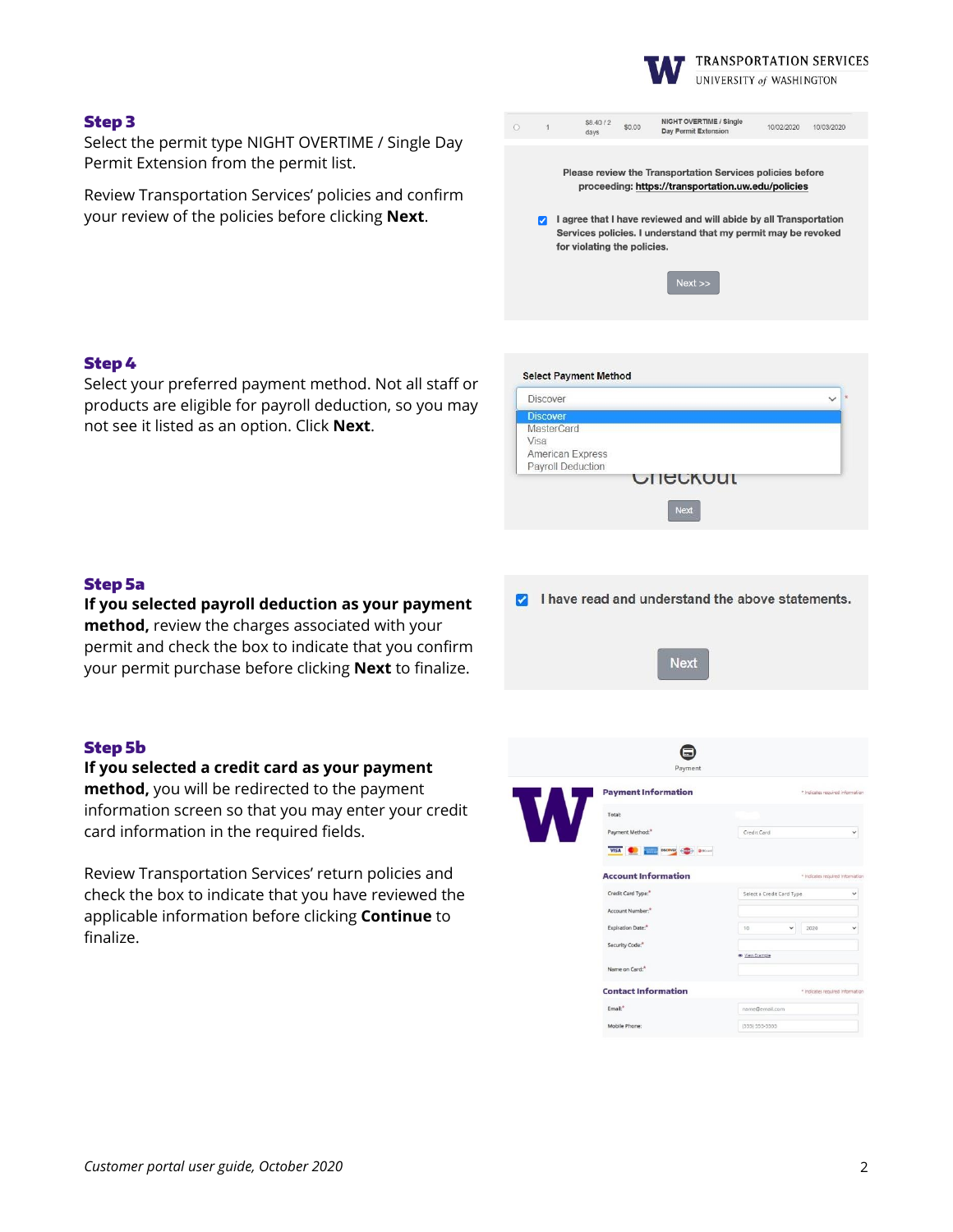### Step 3

Select the permit type NIGHT OVERTIME / Single Day Permit Extension from the permit list.

Review Transportation Services' policies and confirm your review of the policies before clicking **Next**.

### Step 4

Select your preferred payment method. Not all staff or products are eligible for payroll deduction, so you may not see it listed as an option. Click **Next**.

### Step 5a

**If you selected payroll deduction as your payment method,** review the charges associated with your permit and check the box to indicate that you confirm your permit purchase before clicking **Next** to finalize.

### Step 5b

**If you selected a credit card as your payment method,** you will be redirected to the payment information screen so that you may enter your credit card information in the required fields.

Review Transportation Services' return policies and check the box to indicate that you have reviewed the applicable information before clicking **Continue** to finalize.

*Customer portal user guide, October 2020*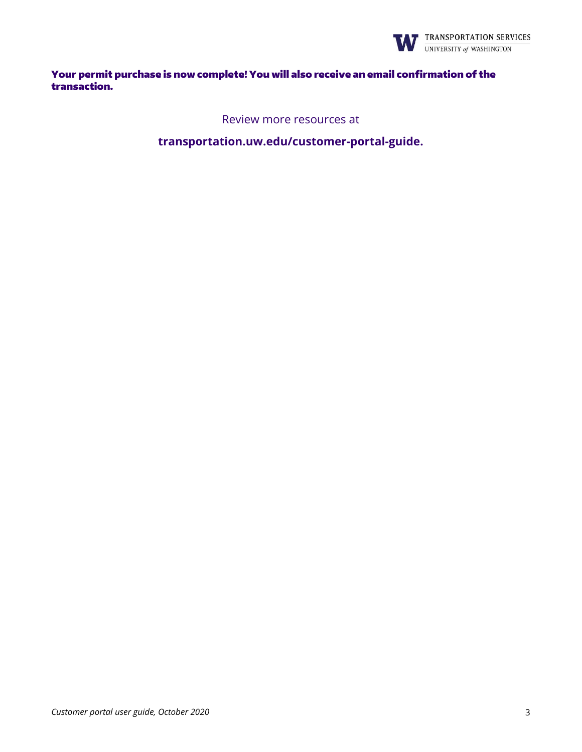**Your permit purchase is now complete! You will also receive an email confirmation of the transaction.**

Review more resources at

**transportation.uw.edu/customer-portal-guide.**